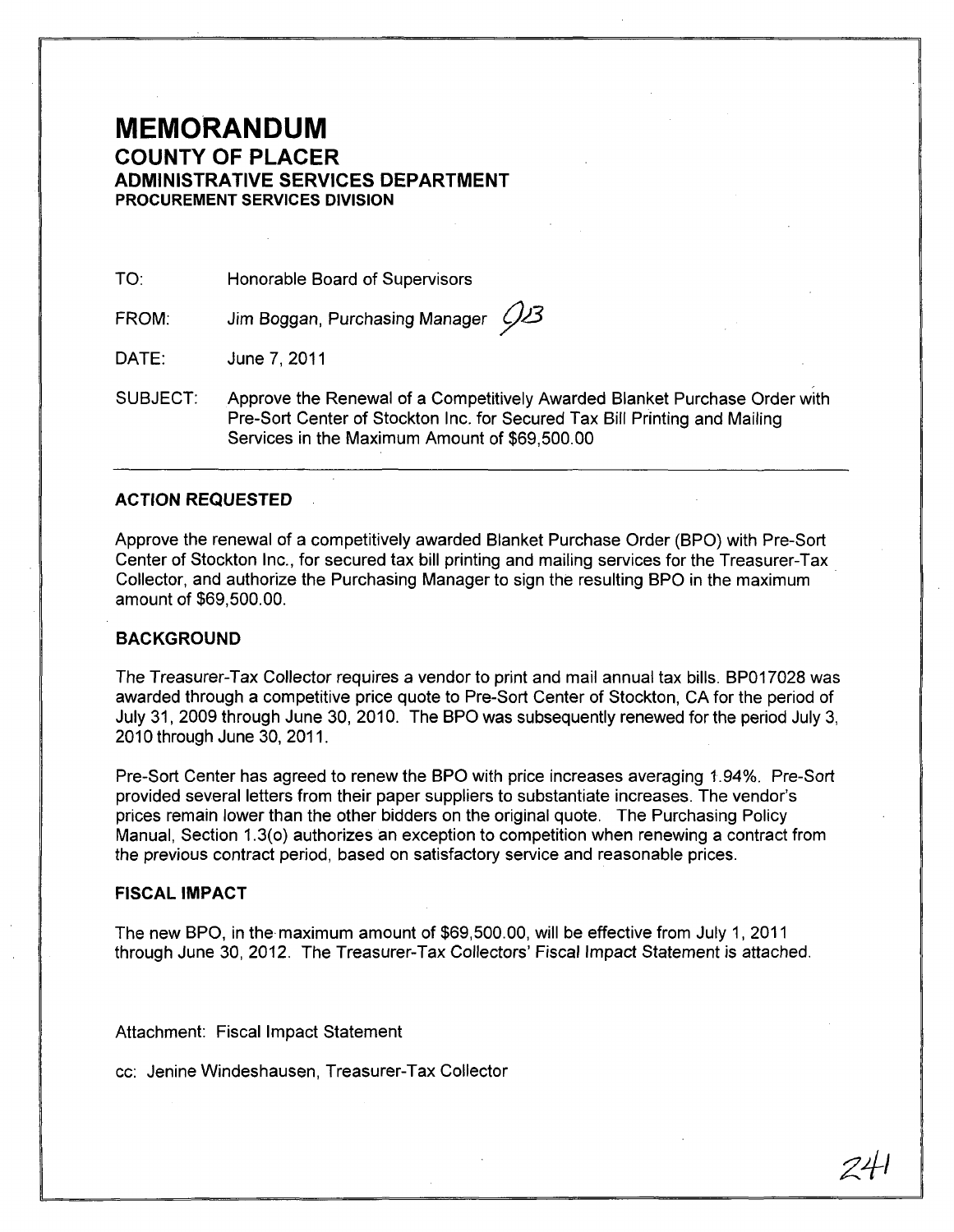# MEMORANDUM

## COUNTY OF PLACER

### ADMINISTRATIVE SERVICES DEPARTMENT

#### PROCUREMENT SERVICES DIVISION

TO: Honorable Board of Supervisors

FROM: Jim Boggan, Purchasing Manager JB

DATE: June 7, 2011

SUBJECT: Approve the Renewal of a Competitively Awarded Blanket Purchase Order with Pre-Sort Center of Stockton Inc. for Secured Tax Bill Printing and Mailing Services in the Maximum Amount of $69,500.00

---

### ACTION REQUESTED

Approve the renewal of a competitively awarded Blanket Purchase Order (BPO) with Pre-Sort Center of Stockton Inc., for secured tax bill printing and mailing services for the Treasurer-Tax Collector, and authorize the Purchasing Manager to sign the resulting BPO in the maximum amount of $69,500.00.

### BACKGROUND

The Treasurer-Tax Collector requires a vendor to print and mail annual tax bills. BP017028 was awarded through a competitive price quote to Pre-Sort Center of Stockton, CA for the period of July 31, 2009 through June 30, 2010. The BPO was subsequently renewed for the period July 3, 2010 through June 30, 2011.

Pre-Sort Center has agreed to renew the BPO with price increases averaging 1.94%. Pre-Sort provided several letters from their paper suppliers to substantiate increases. The vendor's prices remain lower than the other bidders on the original quote. The Purchasing Policy Manual, Section 1.3(o) authorizes an exception to competition when renewing a contract from the previous contract period, based on satisfactory service and reasonable prices.

### FISCAL IMPACT

The new BPO, in the maximum amount of $69,500.00, will be effective from July 1, 2011 through June 30, 2012. The Treasurer-Tax Collectors' Fiscal Impact Statement is attached.

Attachment: Fiscal Impact Statement

cc: Jenine Windeshausen, Treasurer-Tax Collector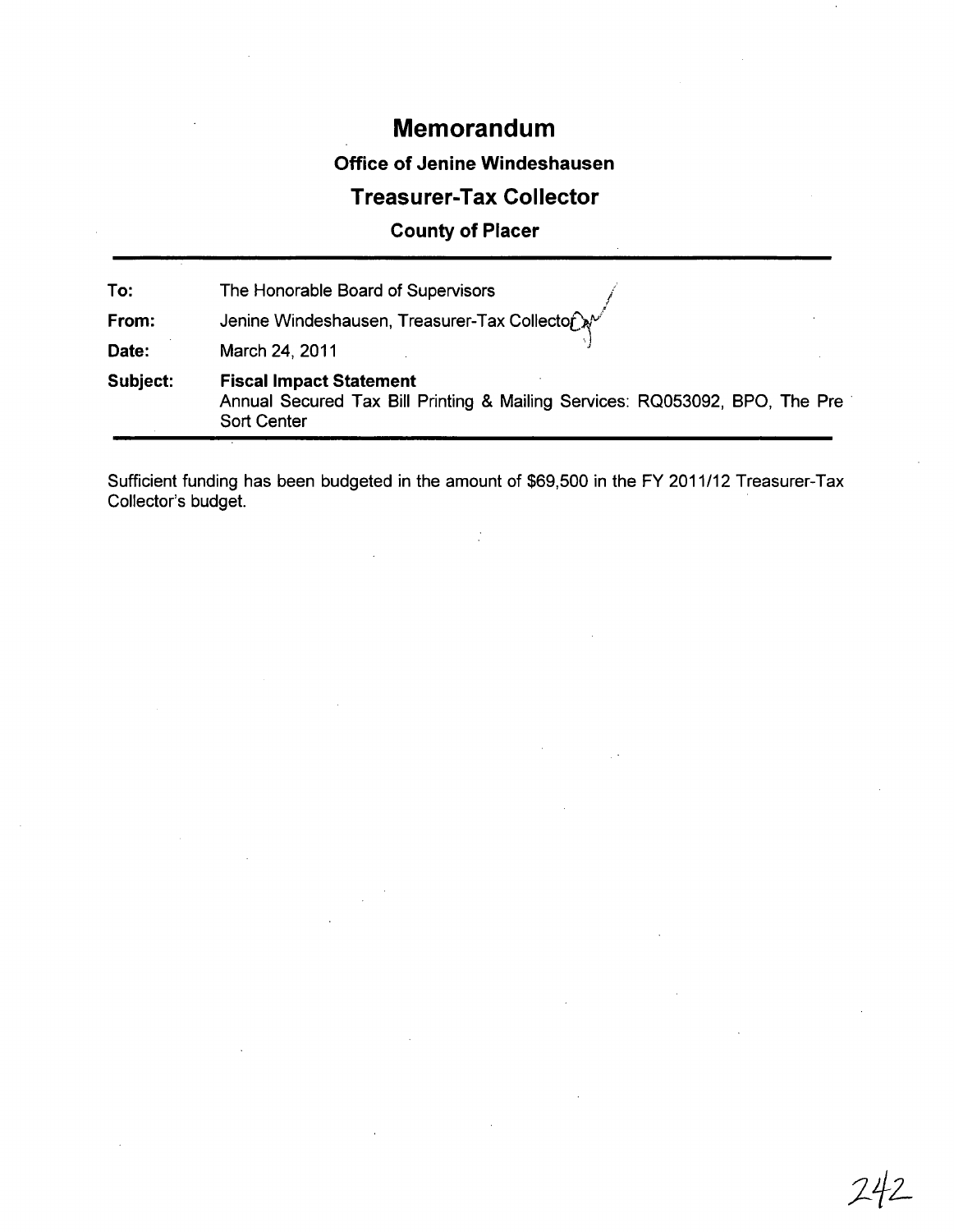# Memorandum

## Office of Jenine Windeshausen

## Treasurer-Tax Collector

### County of Placer

| | |
|---|---|
| **To:** | The Honorable Board of Supervisors |
| **From:** | Jenine Windeshausen, Treasurer-Tax Collector |
| **Date:** | March 24, 2011 |
| **Subject:** | **Fiscal Impact Statement** Annual Secured Tax Bill Printing & Mailing Services: RQ053092, BPO, The Pre Sort Center |

Sufficient funding has been budgeted in the amount of $69,500 in the FY 2011/12 Treasurer-Tax Collector's budget.